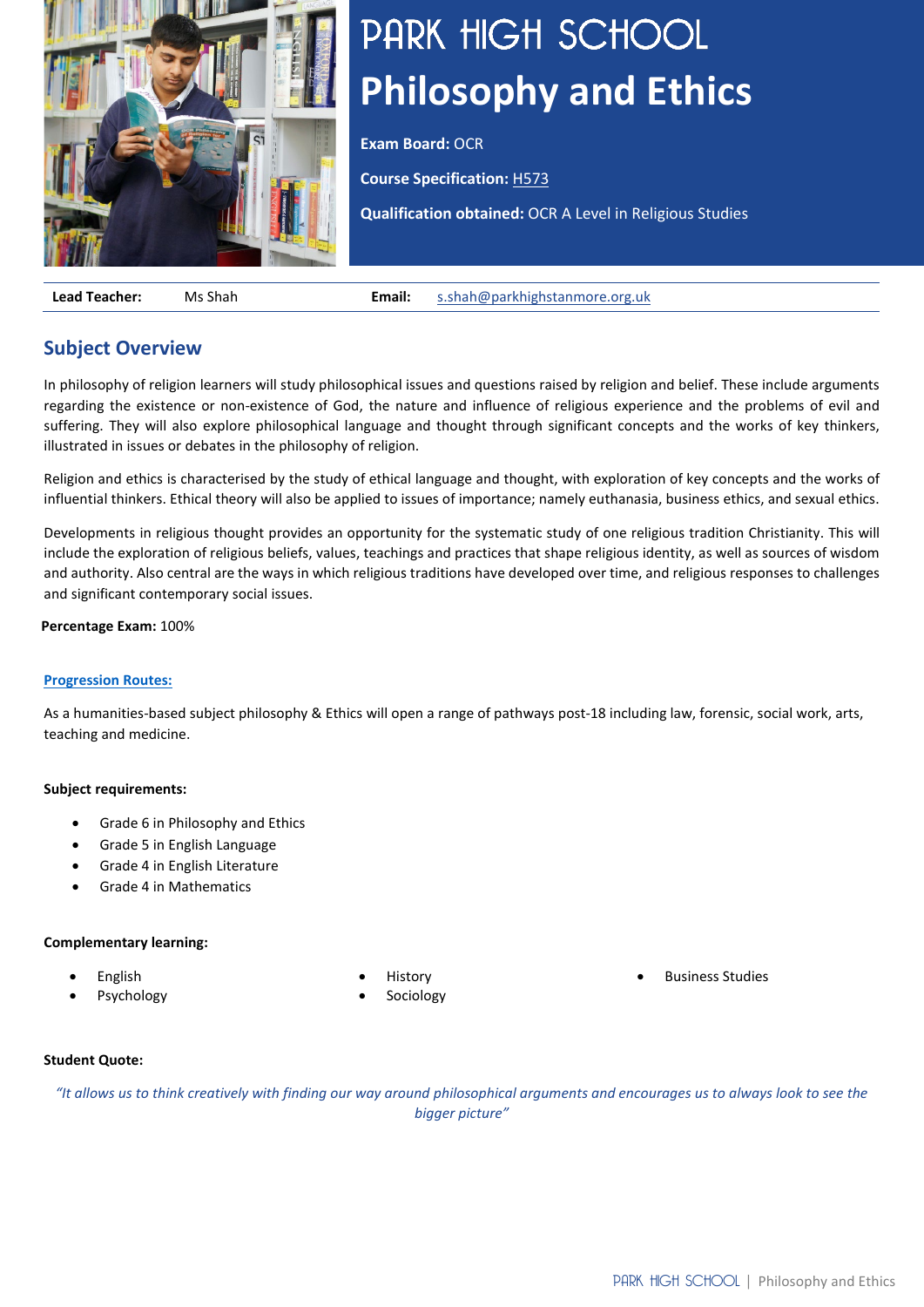# PARK HIGH SCHOOL

# Philosophy and Ethics

**Exam Board:** OCR

**Course Specification:** H573

**Qualification obtained:** OCR A Level in Religious Studies

| **Lead Teacher:** | Ms Shah | **Email:** | s.shah@parkhighstanmore.org.uk |
|---|---|---|---|

## Subject Overview

In philosophy of religion learners will study philosophical issues and questions raised by religion and belief. These include arguments regarding the existence or non-existence of God, the nature and influence of religious experience and the problems of evil and suffering. They will also explore philosophical language and thought through significant concepts and the works of key thinkers, illustrated in issues or debates in the philosophy of religion.

Religion and ethics is characterised by the study of ethical language and thought, with exploration of key concepts and the works of influential thinkers. Ethical theory will also be applied to issues of importance; namely euthanasia, business ethics, and sexual ethics.

Developments in religious thought provides an opportunity for the systematic study of one religious tradition Christianity. This will include the exploration of religious beliefs, values, teachings and practices that shape religious identity, as well as sources of wisdom and authority. Also central are the ways in which religious traditions have developed over time, and religious responses to challenges and significant contemporary social issues.

**Percentage Exam:** 100%

**Progression Routes:**

As a humanities-based subject philosophy & Ethics will open a range of pathways post-18 including law, forensic, social work, arts, teaching and medicine.

**Subject requirements:**

- Grade 6 in Philosophy and Ethics
- Grade 5 in English Language
- Grade 4 in English Literature
- Grade 4 in Mathematics

**Complementary learning:**

- English
- Psychology
- History
- Sociology
- Business Studies

**Student Quote:**

*"It allows us to think creatively with finding our way around philosophical arguments and encourages us to always look to see the bigger picture"*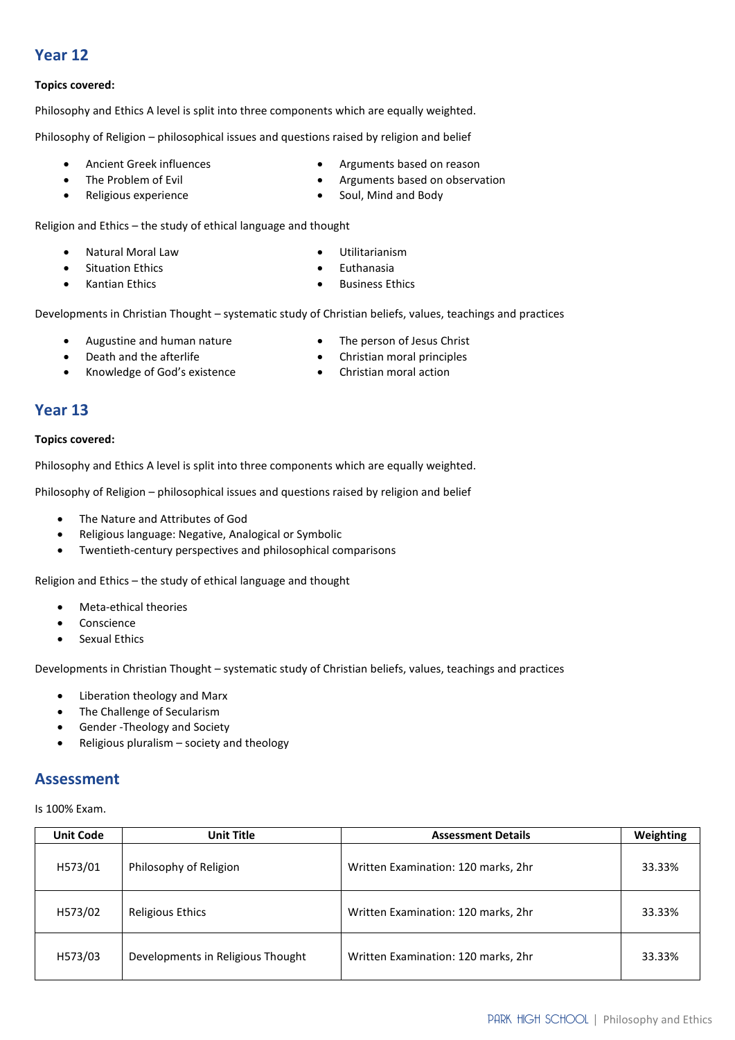## Year 12

**Topics covered:**

Philosophy and Ethics A level is split into three components which are equally weighted.

Philosophy of Religion – philosophical issues and questions raised by religion and belief

- Ancient Greek influences
- The Problem of Evil
- Religious experience
- Arguments based on reason
- Arguments based on observation
- Soul, Mind and Body

Religion and Ethics – the study of ethical language and thought

- Natural Moral Law
- Situation Ethics
- Kantian Ethics
- Utilitarianism
- Euthanasia
- Business Ethics

Developments in Christian Thought – systematic study of Christian beliefs, values, teachings and practices

- Augustine and human nature
- Death and the afterlife
- Knowledge of God's existence
- The person of Jesus Christ
- Christian moral principles
- Christian moral action

## Year 13

**Topics covered:**

Philosophy and Ethics A level is split into three components which are equally weighted.

Philosophy of Religion – philosophical issues and questions raised by religion and belief

- The Nature and Attributes of God
- Religious language: Negative, Analogical or Symbolic
- Twentieth-century perspectives and philosophical comparisons

Religion and Ethics – the study of ethical language and thought

- Meta-ethical theories
- Conscience
- Sexual Ethics

Developments in Christian Thought – systematic study of Christian beliefs, values, teachings and practices

- Liberation theology and Marx
- The Challenge of Secularism
- Gender -Theology and Society
- Religious pluralism – society and theology

## Assessment

Is 100% Exam.

| Unit Code | Unit Title | Assessment Details | Weighting |
|---|---|---|---|
| H573/01 | Philosophy of Religion | Written Examination: 120 marks, 2hr | 33.33% |
| H573/02 | Religious Ethics | Written Examination: 120 marks, 2hr | 33.33% |
| H573/03 | Developments in Religious Thought | Written Examination: 120 marks, 2hr | 33.33% |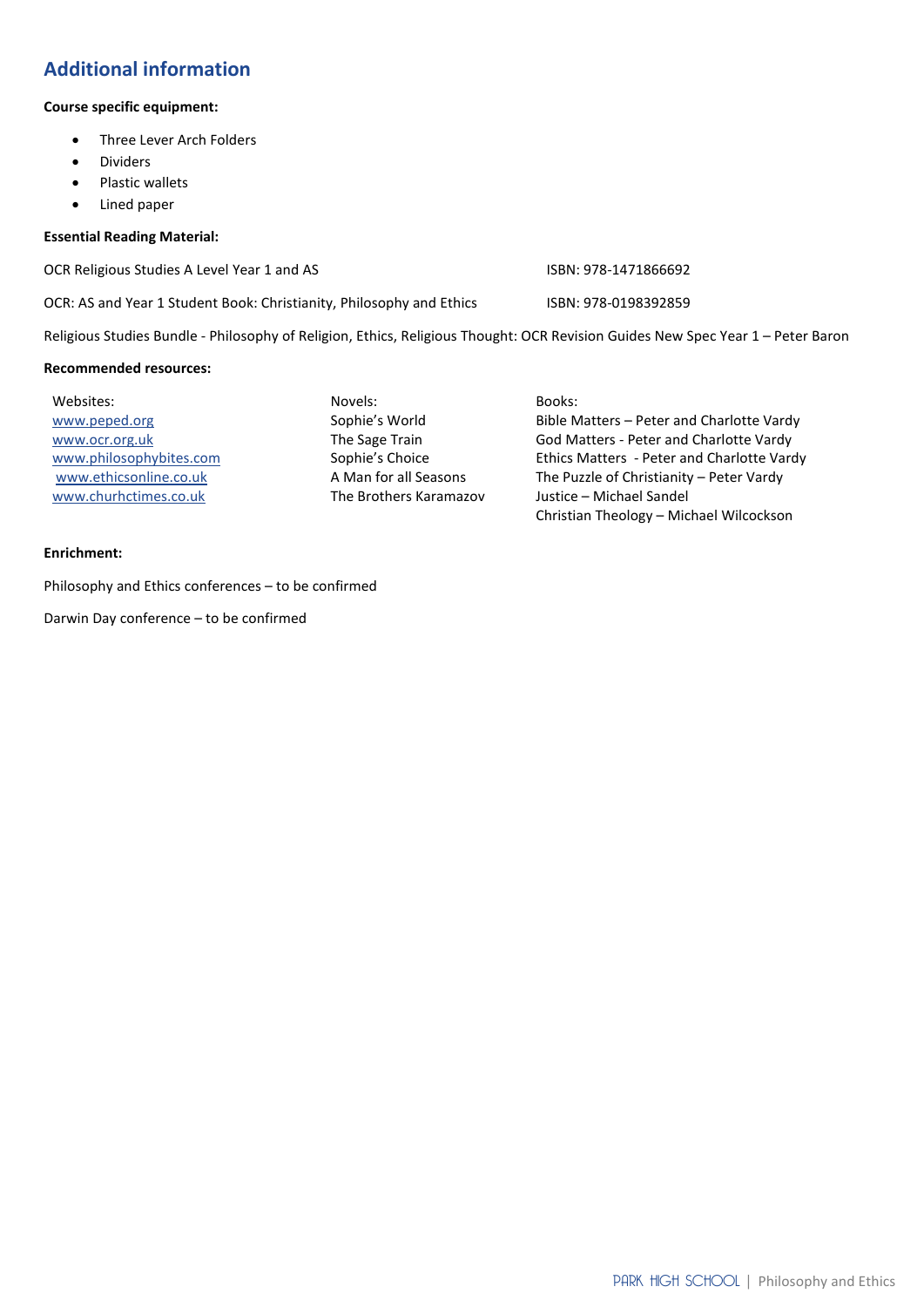## Additional information

**Course specific equipment:**

- Three Lever Arch Folders
- Dividers
- Plastic wallets
- Lined paper

**Essential Reading Material:**

OCR Religious Studies A Level Year 1 and AS ISBN: 978-1471866692

OCR: AS and Year 1 Student Book: Christianity, Philosophy and Ethics ISBN: 978-0198392859

Religious Studies Bundle - Philosophy of Religion, Ethics, Religious Thought: OCR Revision Guides New Spec Year 1 – Peter Baron

**Recommended resources:**

| Websites: | Novels: | Books: |
| --- | --- | --- |
| www.peped.org | Sophie's World | Bible Matters – Peter and Charlotte Vardy |
| www.ocr.org.uk | The Sage Train | God Matters - Peter and Charlotte Vardy |
| www.philosophybites.com | Sophie's Choice | Ethics Matters - Peter and Charlotte Vardy |
| www.ethicsonline.co.uk | A Man for all Seasons | The Puzzle of Christianity – Peter Vardy |
| www.churhctimes.co.uk | The Brothers Karamazov | Justice – Michael Sandel |
| | | Christian Theology – Michael Wilcockson |

**Enrichment:**

Philosophy and Ethics conferences – to be confirmed

Darwin Day conference – to be confirmed